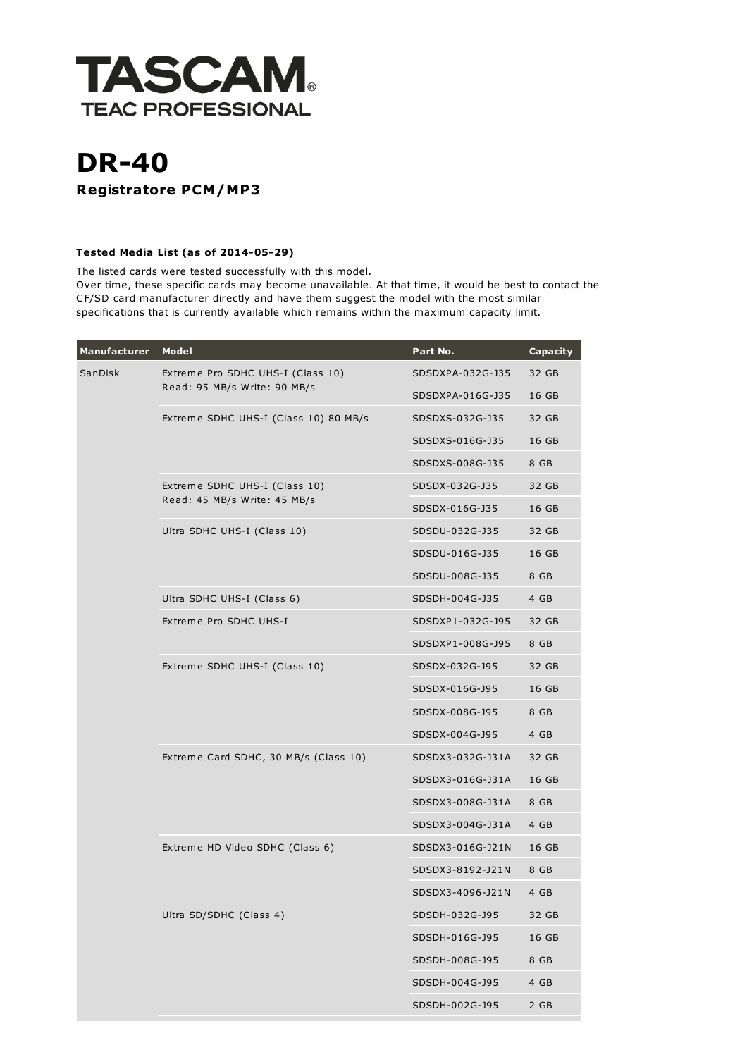# TASCAM

TEAC PROFESSIONAL

# DR-40

### Registratore PCM/MP3

**Tested Media List (as of 2014-05-29)**

The listed cards were tested successfully with this model.
Over time, these specific cards may become unavailable. At that time, it would be best to contact the CF/SD card manufacturer directly and have them suggest the model with the most similar specifications that is currently available which remains within the maximum capacity limit.

| Manufacturer | Model | Part No. | Capacity |
|---|---|---|---|
| SanDisk | Extreme Pro SDHC UHS-I (Class 10) Read: 95 MB/s Write: 90 MB/s | SDSDXPA-032G-J35 | 32 GB |
| | | SDSDXPA-016G-J35 | 16 GB |
| | Extreme SDHC UHS-I (Class 10) 80 MB/s | SDSDXS-032G-J35 | 32 GB |
| | | SDSDXS-016G-J35 | 16 GB |
| | | SDSDXS-008G-J35 | 8 GB |
| | Extreme SDHC UHS-I (Class 10) Read: 45 MB/s Write: 45 MB/s | SDSDX-032G-J35 | 32 GB |
| | | SDSDX-016G-J35 | 16 GB |
| | Ultra SDHC UHS-I (Class 10) | SDSDU-032G-J35 | 32 GB |
| | | SDSDU-016G-J35 | 16 GB |
| | | SDSDU-008G-J35 | 8 GB |
| | Ultra SDHC UHS-I (Class 6) | SDSDH-004G-J35 | 4 GB |
| | Extreme Pro SDHC UHS-I | SDSDXP1-032G-J95 | 32 GB |
| | | SDSDXP1-008G-J95 | 8 GB |
| | Extreme SDHC UHS-I (Class 10) | SDSDX-032G-J95 | 32 GB |
| | | SDSDX-016G-J95 | 16 GB |
| | | SDSDX-008G-J95 | 8 GB |
| | | SDSDX-004G-J95 | 4 GB |
| | Extreme Card SDHC, 30 MB/s (Class 10) | SDSDX3-032G-J31A | 32 GB |
| | | SDSDX3-016G-J31A | 16 GB |
| | | SDSDX3-008G-J31A | 8 GB |
| | | SDSDX3-004G-J31A | 4 GB |
| | Extreme HD Video SDHC (Class 6) | SDSDX3-016G-J21N | 16 GB |
| | | SDSDX3-8192-J21N | 8 GB |
| | | SDSDX3-4096-J21N | 4 GB |
| | Ultra SD/SDHC (Class 4) | SDSDH-032G-J95 | 32 GB |
| | | SDSDH-016G-J95 | 16 GB |
| | | SDSDH-008G-J95 | 8 GB |
| | | SDSDH-004G-J95 | 4 GB |
| | | SDSDH-002G-J95 | 2 GB |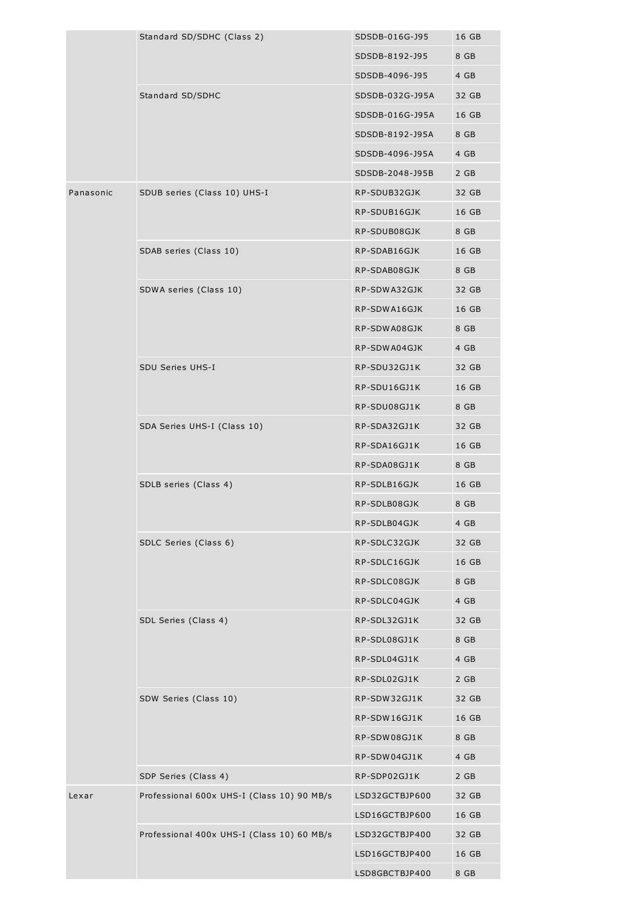| | | | |
|---|---|---|---|
| | Standard SD/SDHC (Class 2) | SDSDB-016G-J95 | 16 GB |
| | | SDSDB-8192-J95 | 8 GB |
| | | SDSDB-4096-J95 | 4 GB |
| | Standard SD/SDHC | SDSDB-032G-J95A | 32 GB |
| | | SDSDB-016G-J95A | 16 GB |
| | | SDSDB-8192-J95A | 8 GB |
| | | SDSDB-4096-J95A | 4 GB |
| | | SDSDB-2048-J95B | 2 GB |
| Panasonic | SDUB series (Class 10) UHS-I | RP-SDUB32GJK | 32 GB |
| | | RP-SDUB16GJK | 16 GB |
| | | RP-SDUB08GJK | 8 GB |
| | SDAB series (Class 10) | RP-SDAB16GJK | 16 GB |
| | | RP-SDAB08GJK | 8 GB |
| | SDWA series (Class 10) | RP-SDWA32GJK | 32 GB |
| | | RP-SDWA16GJK | 16 GB |
| | | RP-SDWA08GJK | 8 GB |
| | | RP-SDWA04GJK | 4 GB |
| | SDU Series UHS-I | RP-SDU32GJ1K | 32 GB |
| | | RP-SDU16GJ1K | 16 GB |
| | | RP-SDU08GJ1K | 8 GB |
| | SDA Series UHS-I (Class 10) | RP-SDA32GJ1K | 32 GB |
| | | RP-SDA16GJ1K | 16 GB |
| | | RP-SDA08GJ1K | 8 GB |
| | SDLB series (Class 4) | RP-SDLB16GJK | 16 GB |
| | | RP-SDLB08GJK | 8 GB |
| | | RP-SDLB04GJK | 4 GB |
| | SDLC Series (Class 6) | RP-SDLC32GJK | 32 GB |
| | | RP-SDLC16GJK | 16 GB |
| | | RP-SDLC08GJK | 8 GB |
| | | RP-SDLC04GJK | 4 GB |
| | SDL Series (Class 4) | RP-SDL32GJ1K | 32 GB |
| | | RP-SDL08GJ1K | 8 GB |
| | | RP-SDL04GJ1K | 4 GB |
| | | RP-SDL02GJ1K | 2 GB |
| | SDW Series (Class 10) | RP-SDW32GJ1K | 32 GB |
| | | RP-SDW16GJ1K | 16 GB |
| | | RP-SDW08GJ1K | 8 GB |
| | | RP-SDW04GJ1K | 4 GB |
| | SDP Series (Class 4) | RP-SDP02GJ1K | 2 GB |
| Lexar | Professional 600x UHS-I (Class 10) 90 MB/s | LSD32GCTBJP600 | 32 GB |
| | | LSD16GCTBJP600 | 16 GB |
| | Professional 400x UHS-I (Class 10) 60 MB/s | LSD32GCTBJP400 | 32 GB |
| | | LSD16GCTBJP400 | 16 GB |
| | | LSD8GBCTBJP400 | 8 GB |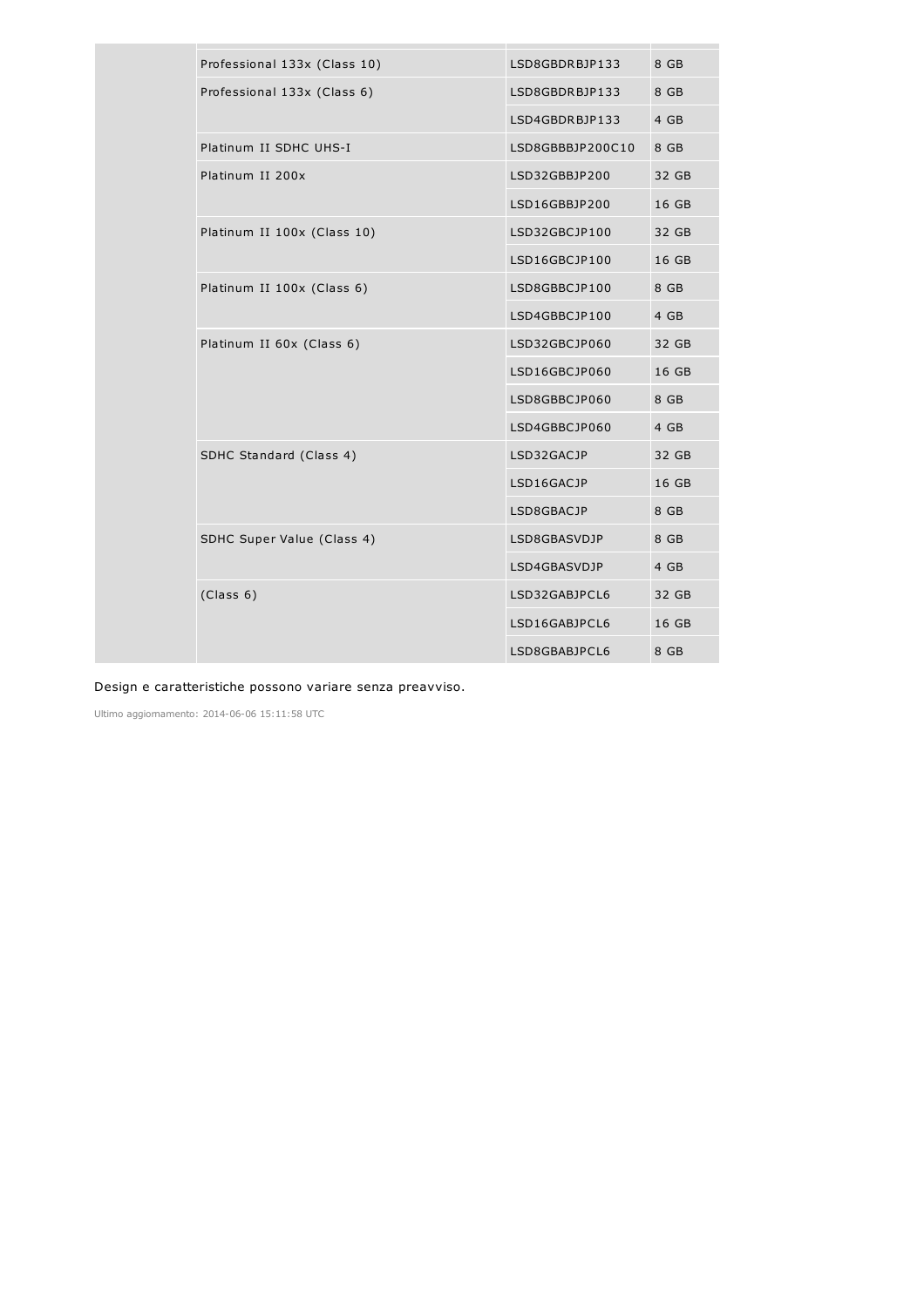| | | | |
|---|---|---|---|
| | Professional 133x (Class 10) | LSD8GBDRBJP133 | 8 GB |
| | Professional 133x (Class 6) | LSD8GBDRBJP133 | 8 GB |
| | | LSD4GBDRBJP133 | 4 GB |
| | Platinum II SDHC UHS-I | LSD8GBBBJP200C10 | 8 GB |
| | Platinum II 200x | LSD32GBBJP200 | 32 GB |
| | | LSD16GBBJP200 | 16 GB |
| | Platinum II 100x (Class 10) | LSD32GBCJP100 | 32 GB |
| | | LSD16GBCJP100 | 16 GB |
| | Platinum II 100x (Class 6) | LSD8GBBCJP100 | 8 GB |
| | | LSD4GBBCJP100 | 4 GB |
| | Platinum II 60x (Class 6) | LSD32GBCJP060 | 32 GB |
| | | LSD16GBCJP060 | 16 GB |
| | | LSD8GBBCJP060 | 8 GB |
| | | LSD4GBBCJP060 | 4 GB |
| | SDHC Standard (Class 4) | LSD32GACJP | 32 GB |
| | | LSD16GACJP | 16 GB |
| | | LSD8GBACJP | 8 GB |
| | SDHC Super Value (Class 4) | LSD8GBASVDJP | 8 GB |
| | | LSD4GBASVDJP | 4 GB |
| | (Class 6) | LSD32GABJPCL6 | 32 GB |
| | | LSD16GABJPCL6 | 16 GB |
| | | LSD8GBABJPCL6 | 8 GB |

Design e caratteristiche possono variare senza preavviso.

Ultimo aggiornamento: 2014-06-06 15:11:58 UTC